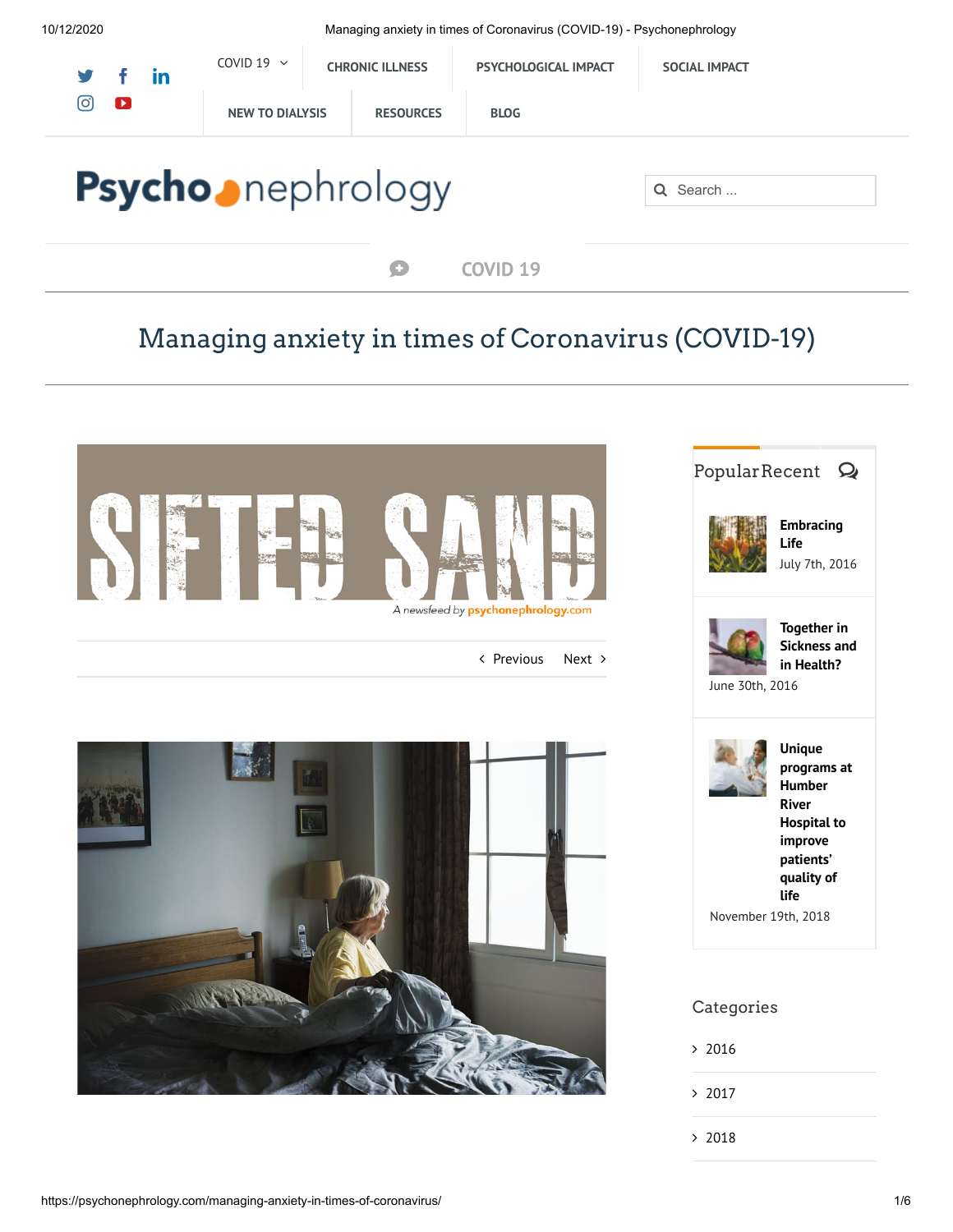COVID 19 | CHRONIC ILLNESS | PSYCHOLOGICAL IMPACT | SOCIAL IMPACT

NEW TO DIALYSIS | RESOURCES | BLOG

Psychonephrology

Search ...

COVID 19

# Managing anxiety in times of Coronavirus (COVID-19)

SIFTED SAND

A newsfeed by psychonephrology.com

‹ Previous   Next ›

## Popular Recent

**Embracing Life**
July 7th, 2016

**Together in Sickness and in Health?**
June 30th, 2016

**Unique programs at Humber River Hospital to improve patients' quality of life**
November 19th, 2018

## Categories

- 2016
- 2017
- 2018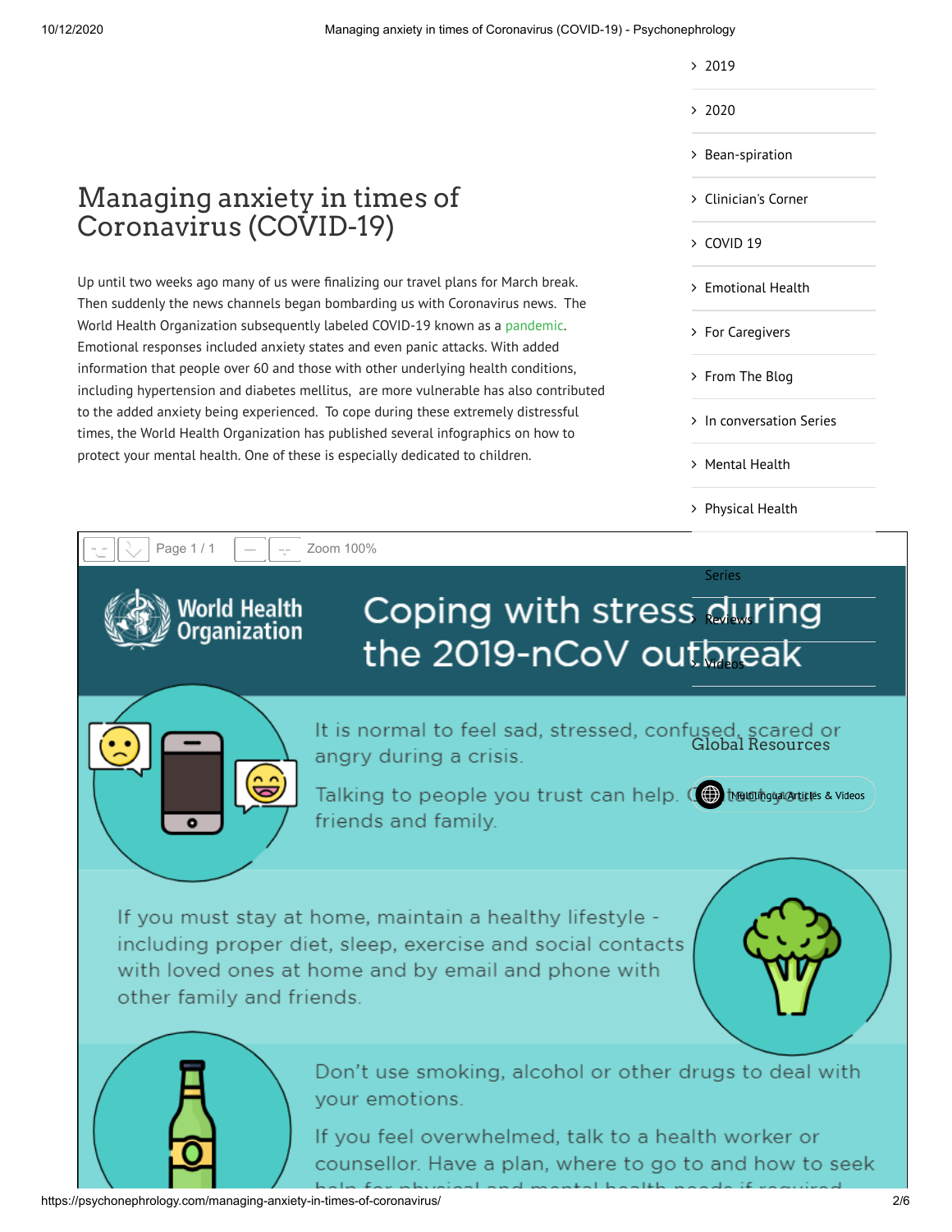- 2019
- 2020
- Bean-spiration
- Clinician's Corner
- COVID 19
- Emotional Health
- For Caregivers
- From The Blog
- In conversation Series
- Mental Health
- Physical Health
- Series
- Reviews
- Videos

# Managing anxiety in times of Coronavirus (COVID-19)

Up until two weeks ago many of us were finalizing our travel plans for March break. Then suddenly the news channels began bombarding us with Coronavirus news. The World Health Organization subsequently labeled COVID-19 known as a pandemic. Emotional responses included anxiety states and even panic attacks. With added information that people over 60 and those with other underlying health conditions, including hypertension and diabetes mellitus, are more vulnerable has also contributed to the added anxiety being experienced. To cope during these extremely distressful times, the World Health Organization has published several infographics on how to protect your mental health. One of these is especially dedicated to children.

Page 1 / 1 Zoom 100%

## World Health Organization — Coping with stress during the 2019-nCoV outbreak

It is normal to feel sad, stressed, confused, scared or angry during a crisis.

Talking to people you trust can help. Contact your friends and family.

If you must stay at home, maintain a healthy lifestyle - including proper diet, sleep, exercise and social contacts with loved ones at home and by email and phone with other family and friends.

Don't use smoking, alcohol or other drugs to deal with your emotions.

If you feel overwhelmed, talk to a health worker or counsellor. Have a plan, where to go to and how to seek help for physical and mental health needs if required.

### Global Resources

Multilingual Articles & Videos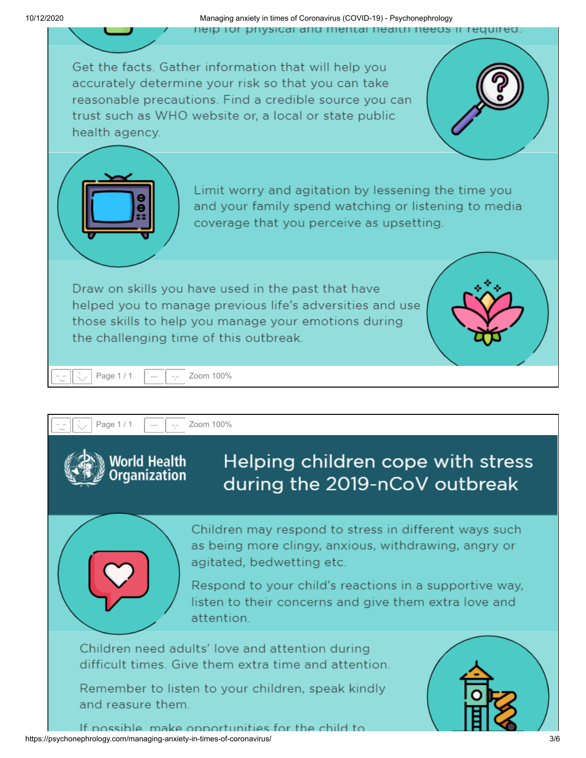help for physical and mental health needs if required.

Get the facts. Gather information that will help you accurately determine your risk so that you can take reasonable precautions. Find a credible source you can trust such as WHO website or, a local or state public health agency.

Limit worry and agitation by lessening the time you and your family spend watching or listening to media coverage that you perceive as upsetting.

Draw on skills you have used in the past that have helped you to manage previous life's adversities and use those skills to help you manage your emotions during the challenging time of this outbreak.

Page 1 / 1 Zoom 100%

Page 1 / 1 Zoom 100%

World Health Organization

# Helping children cope with stress during the 2019-nCoV outbreak

Children may respond to stress in different ways such as being more clingy, anxious, withdrawing, angry or agitated, bedwetting etc.

Respond to your child's reactions in a supportive way, listen to their concerns and give them extra love and attention.

Children need adults' love and attention during difficult times. Give them extra time and attention.

Remember to listen to your children, speak kindly and reasure them.

If possible, make opportunities for the child to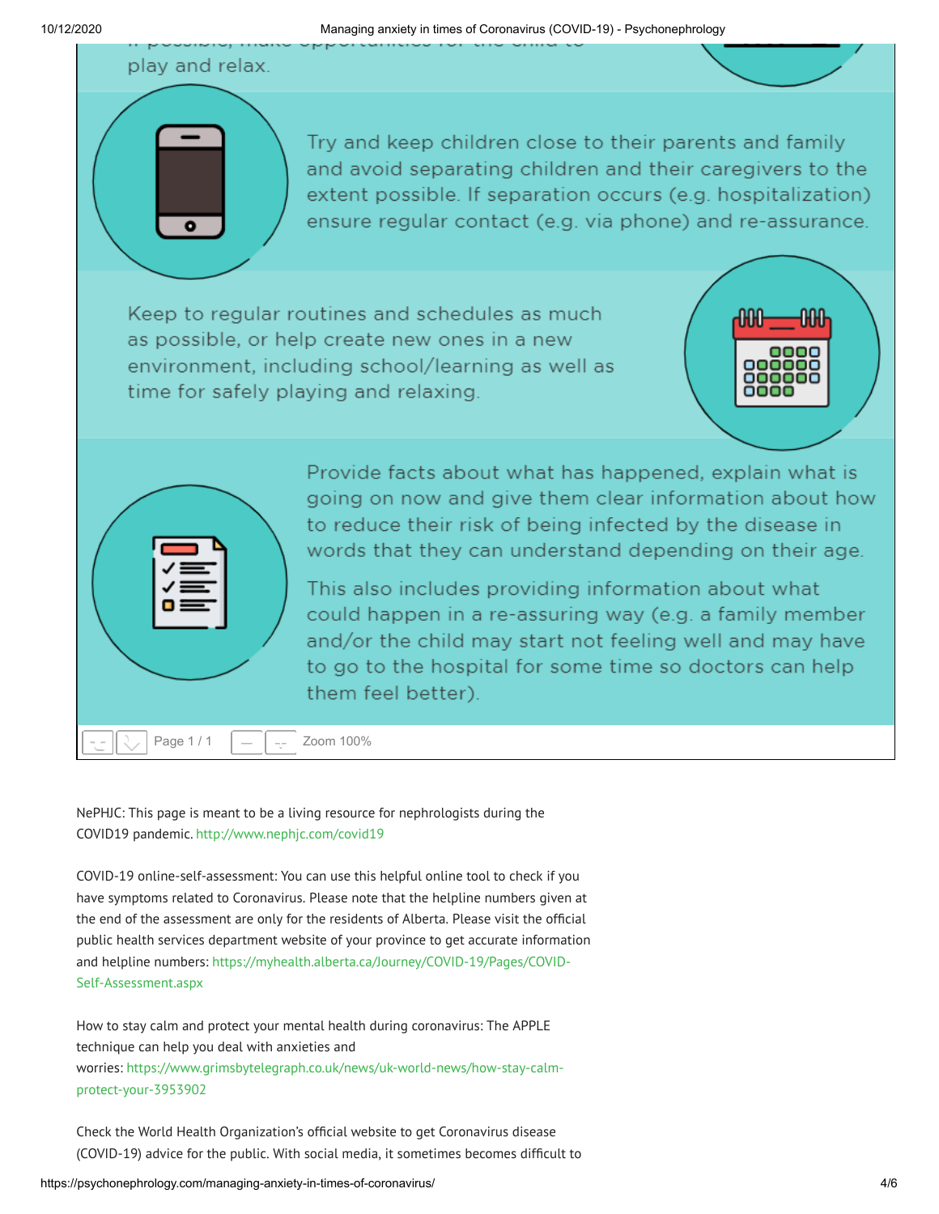play and relax.

Try and keep children close to their parents and family and avoid separating children and their caregivers to the extent possible. If separation occurs (e.g. hospitalization) ensure regular contact (e.g. via phone) and re-assurance.

Keep to regular routines and schedules as much as possible, or help create new ones in a new environment, including school/learning as well as time for safely playing and relaxing.

Provide facts about what has happened, explain what is going on now and give them clear information about how to reduce their risk of being infected by the disease in words that they can understand depending on their age.

This also includes providing information about what could happen in a re-assuring way (e.g. a family member and/or the child may start not feeling well and may have to go to the hospital for some time so doctors can help them feel better).

Page 1 / 1 Zoom 100%

NePHJC: This page is meant to be a living resource for nephrologists during the COVID19 pandemic. http://www.nephjc.com/covid19

COVID-19 online-self-assessment: You can use this helpful online tool to check if you have symptoms related to Coronavirus. Please note that the helpline numbers given at the end of the assessment are only for the residents of Alberta. Please visit the official public health services department website of your province to get accurate information and helpline numbers: https://myhealth.alberta.ca/Journey/COVID-19/Pages/COVID-Self-Assessment.aspx

How to stay calm and protect your mental health during coronavirus: The APPLE technique can help you deal with anxieties and worries: https://www.grimsbytelegraph.co.uk/news/uk-world-news/how-stay-calm-protect-your-3953902

Check the World Health Organization's official website to get Coronavirus disease (COVID-19) advice for the public. With social media, it sometimes becomes difficult to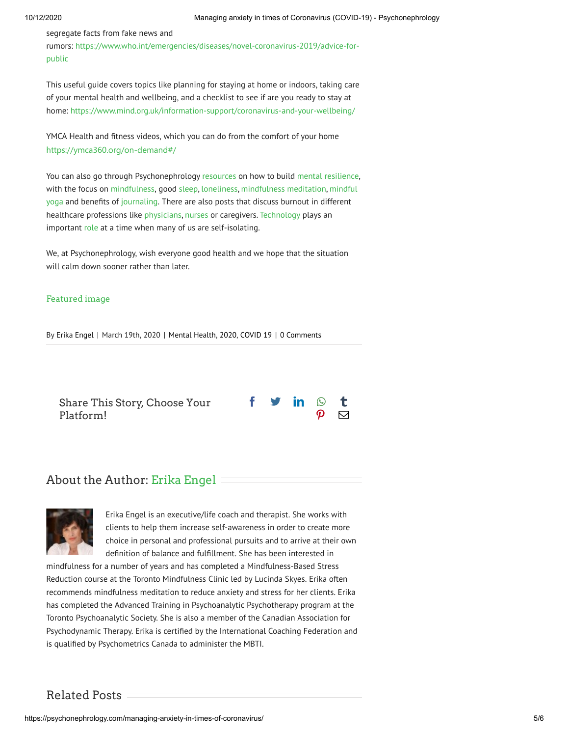segregate facts from fake news and rumors: https://www.who.int/emergencies/diseases/novel-coronavirus-2019/advice-for-public

This useful guide covers topics like planning for staying at home or indoors, taking care of your mental health and wellbeing, and a checklist to see if are you ready to stay at home: https://www.mind.org.uk/information-support/coronavirus-and-your-wellbeing/

YMCA Health and fitness videos, which you can do from the comfort of your home https://ymca360.org/on-demand#/

You can also go through Psychonephrology resources on how to build mental resilience, with the focus on mindfulness, good sleep, loneliness, mindfulness meditation, mindful yoga and benefits of journaling. There are also posts that discuss burnout in different healthcare professions like physicians, nurses or caregivers. Technology plays an important role at a time when many of us are self-isolating.

We, at Psychonephrology, wish everyone good health and we hope that the situation will calm down sooner rather than later.

Featured image

By Erika Engel | March 19th, 2020 | Mental Health, 2020, COVID 19 | 0 Comments

Share This Story, Choose Your Platform!

## About the Author: Erika Engel

Erika Engel is an executive/life coach and therapist. She works with clients to help them increase self-awareness in order to create more choice in personal and professional pursuits and to arrive at their own definition of balance and fulfillment. She has been interested in mindfulness for a number of years and has completed a Mindfulness-Based Stress Reduction course at the Toronto Mindfulness Clinic led by Lucinda Skyes. Erika often recommends mindfulness meditation to reduce anxiety and stress for her clients. Erika has completed the Advanced Training in Psychoanalytic Psychotherapy program at the Toronto Psychoanalytic Society. She is also a member of the Canadian Association for Psychodynamic Therapy. Erika is certified by the International Coaching Federation and is qualified by Psychometrics Canada to administer the MBTI.

## Related Posts